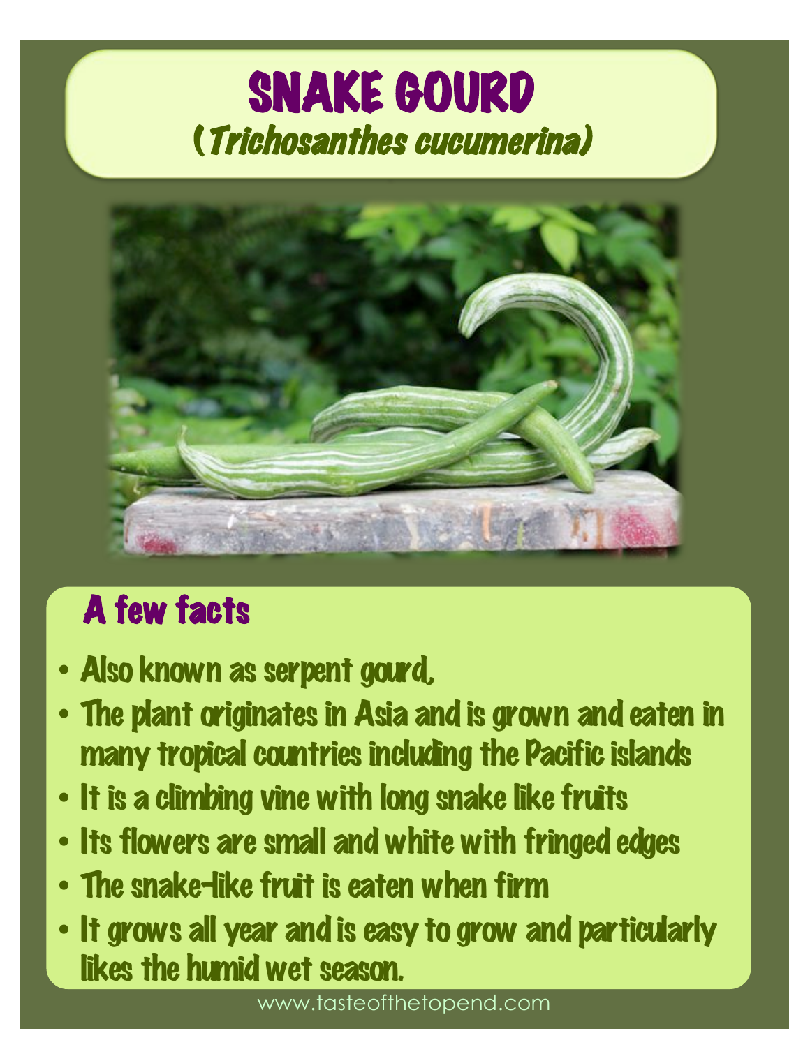# SNAKE GOURD
## (*Trichosanthes cucumerina*)

## A few facts

- Also known as serpent gourd,
- The plant originates in Asia and is grown and eaten in many tropical countries including the Pacific islands
- It is a climbing vine with long snake like fruits
- Its flowers are small and white with fringed edges
- The snake-like fruit is eaten when firm
- It grows all year and is easy to grow and particularly likes the humid wet season.

www.tasteofthetopend.com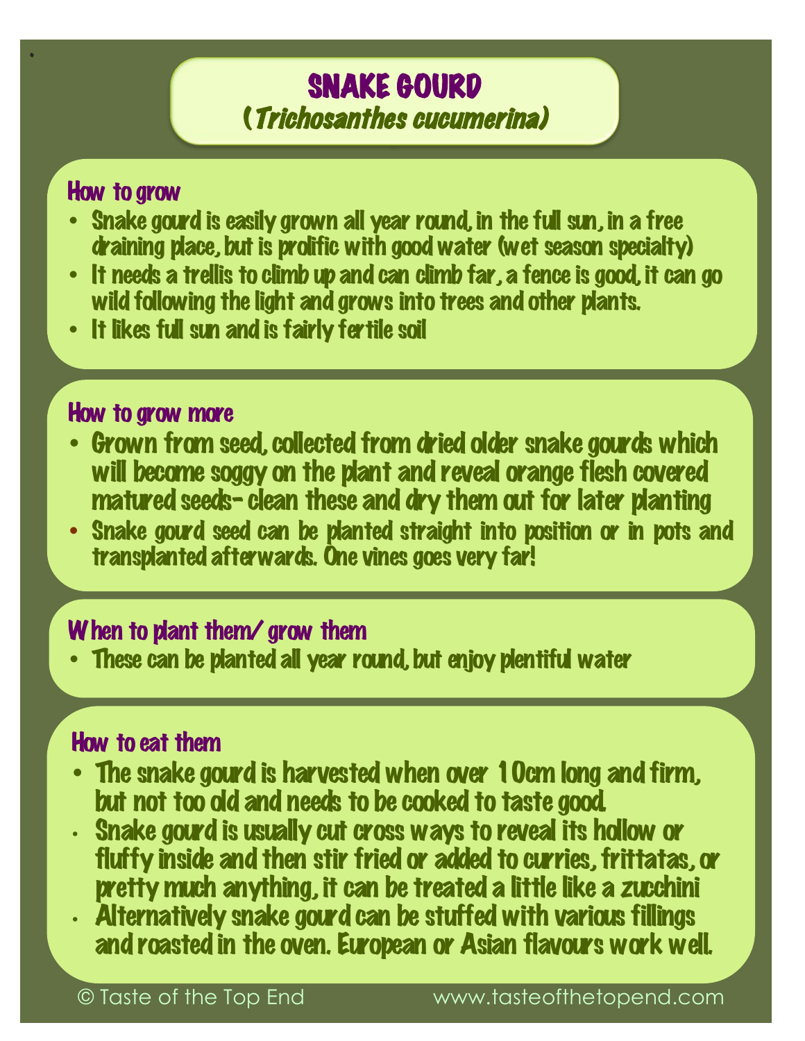# SNAKE GOURD

(*Trichosanthes cucumerina*)

## How to grow

- Snake gourd is easily grown all year round, in the full sun, in a free draining place, but is prolific with good water (wet season specialty)
- It needs a trellis to climb up and can climb far, a fence is good, it can go wild following the light and grows into trees and other plants.
- It likes full sun and is fairly fertile soil

## How to grow more

- Grown from seed, collected from dried older snake gourds which will become soggy on the plant and reveal orange flesh covered matured seeds- clean these and dry them out for later planting
- Snake gourd seed can be planted straight into position or in pots and transplanted afterwards. One vines goes very far!

## When to plant them/ grow them

- These can be planted all year round, but enjoy plentiful water

## How to eat them

- The snake gourd is harvested when over 10cm long and firm, but not too old and needs to be cooked to taste good.
- Snake gourd is usually cut cross ways to reveal its hollow or fluffy inside and then stir fried or added to curries, frittatas, or pretty much anything, it can be treated a little like a zucchini
- Alternatively snake gourd can be stuffed with various fillings and roasted in the oven. European or Asian flavours work well.

© Taste of the Top End www.tasteofthetopend.com